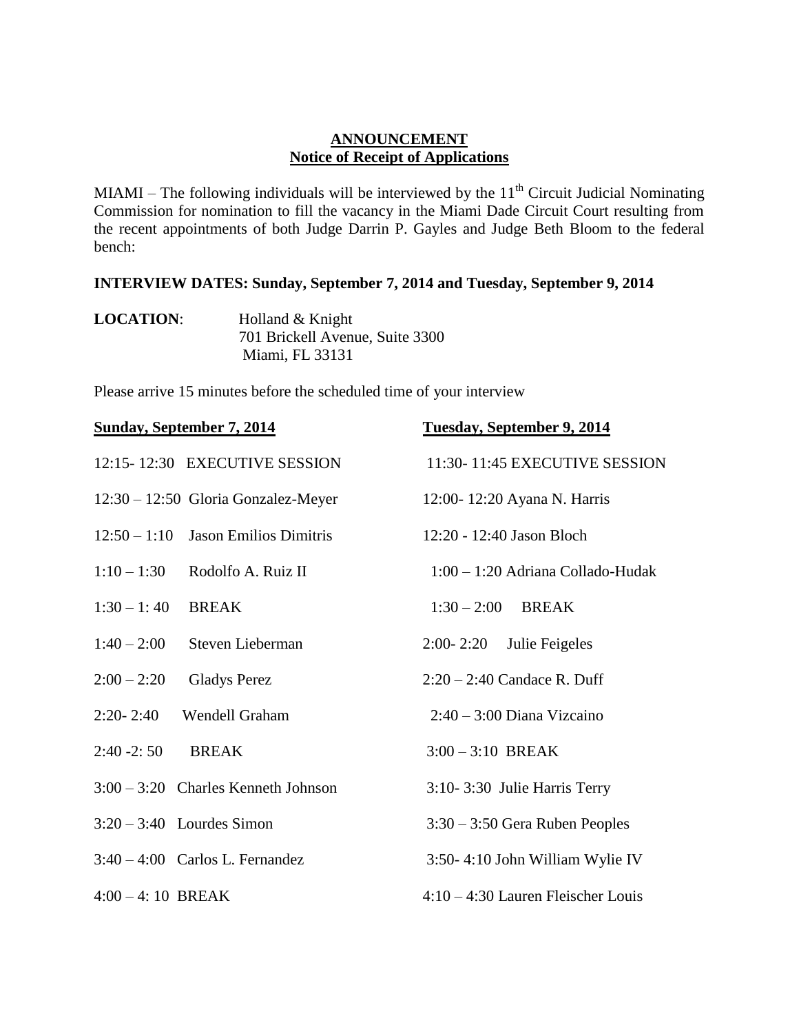**ANNOUNCEMENT**
**Notice of Receipt of Applications**

MIAMI – The following individuals will be interviewed by the 11th Circuit Judicial Nominating Commission for nomination to fill the vacancy in the Miami Dade Circuit Court resulting from the recent appointments of both Judge Darrin P. Gayles and Judge Beth Bloom to the federal bench:

**INTERVIEW DATES: Sunday, September 7, 2014 and Tuesday, September 9, 2014**

**LOCATION**: Holland & Knight
701 Brickell Avenue, Suite 3300
Miami, FL 33131

Please arrive 15 minutes before the scheduled time of your interview

| Sunday, September 7, 2014 | Tuesday, September 9, 2014 |
|---|---|
| 12:15- 12:30 EXECUTIVE SESSION | 11:30- 11:45 EXECUTIVE SESSION |
| 12:30 – 12:50 Gloria Gonzalez-Meyer | 12:00- 12:20 Ayana N. Harris |
| 12:50 – 1:10 Jason Emilios Dimitris | 12:20 - 12:40 Jason Bloch |
| 1:10 – 1:30 Rodolfo A. Ruiz II | 1:00 – 1:20 Adriana Collado-Hudak |
| 1:30 – 1: 40 BREAK | 1:30 – 2:00 BREAK |
| 1:40 – 2:00 Steven Lieberman | 2:00- 2:20 Julie Feigeles |
| 2:00 – 2:20 Gladys Perez | 2:20 – 2:40 Candace R. Duff |
| 2:20- 2:40 Wendell Graham | 2:40 – 3:00 Diana Vizcaino |
| 2:40 -2: 50 BREAK | 3:00 – 3:10 BREAK |
| 3:00 – 3:20 Charles Kenneth Johnson | 3:10- 3:30 Julie Harris Terry |
| 3:20 – 3:40 Lourdes Simon | 3:30 – 3:50 Gera Ruben Peoples |
| 3:40 – 4:00 Carlos L. Fernandez | 3:50- 4:10 John William Wylie IV |
| 4:00 – 4: 10 BREAK | 4:10 – 4:30 Lauren Fleischer Louis |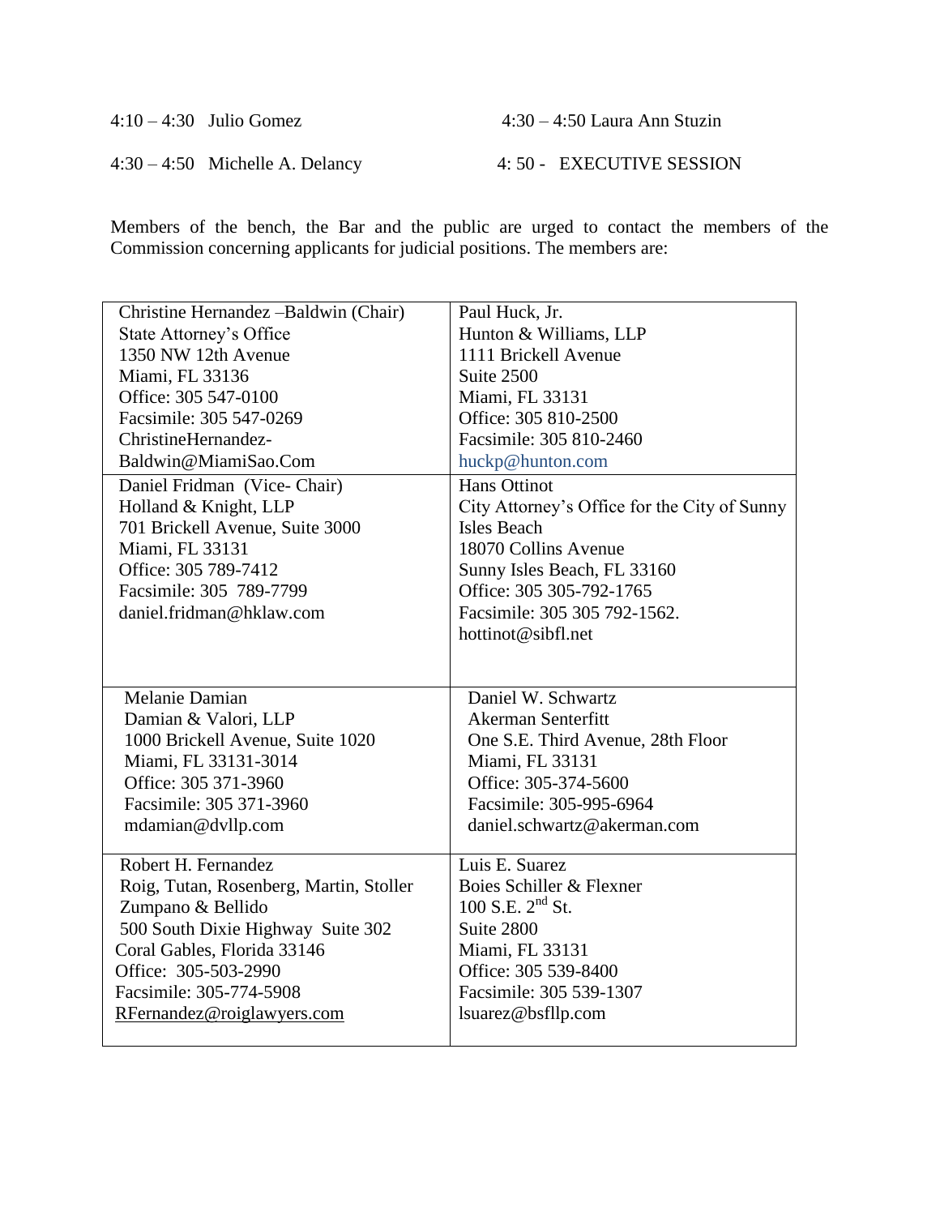4:10 – 4:30 Julio Gomez

4:30 – 4:50 Michelle A. Delancy

4:30 – 4:50 Laura Ann Stuzin

4: 50 - EXECUTIVE SESSION

Members of the bench, the Bar and the public are urged to contact the members of the Commission concerning applicants for judicial positions. The members are:

| | |
|---|---|
| Christine Hernandez –Baldwin (Chair)<br>State Attorney's Office<br>1350 NW 12th Avenue<br>Miami, FL 33136<br>Office: 305 547-0100<br>Facsimile: 305 547-0269<br>ChristineHernandez-Baldwin@MiamiSao.Com | Paul Huck, Jr.<br>Hunton & Williams, LLP<br>1111 Brickell Avenue<br>Suite 2500<br>Miami, FL 33131<br>Office: 305 810-2500<br>Facsimile: 305 810-2460<br>huckp@hunton.com |
| Daniel Fridman (Vice- Chair)<br>Holland & Knight, LLP<br>701 Brickell Avenue, Suite 3000<br>Miami, FL 33131<br>Office: 305 789-7412<br>Facsimile: 305 789-7799<br>daniel.fridman@hklaw.com | Hans Ottinot<br>City Attorney's Office for the City of Sunny Isles Beach<br>18070 Collins Avenue<br>Sunny Isles Beach, FL 33160<br>Office: 305 305-792-1765<br>Facsimile: 305 305 792-1562.<br>hottinot@sibfl.net |
| Melanie Damian<br>Damian & Valori, LLP<br>1000 Brickell Avenue, Suite 1020<br>Miami, FL 33131-3014<br>Office: 305 371-3960<br>Facsimile: 305 371-3960<br>mdamian@dvllp.com | Daniel W. Schwartz<br>Akerman Senterfitt<br>One S.E. Third Avenue, 28th Floor<br>Miami, FL 33131<br>Office: 305-374-5600<br>Facsimile: 305-995-6964<br>daniel.schwartz@akerman.com |
| Robert H. Fernandez<br>Roig, Tutan, Rosenberg, Martin, Stoller Zumpano & Bellido<br>500 South Dixie Highway Suite 302<br>Coral Gables, Florida 33146<br>Office: 305-503-2990<br>Facsimile: 305-774-5908<br>RFernandez@roiglawyers.com | Luis E. Suarez<br>Boies Schiller & Flexner<br>100 S.E. 2nd St.<br>Suite 2800<br>Miami, FL 33131<br>Office: 305 539-8400<br>Facsimile: 305 539-1307<br>lsuarez@bsfllp.com |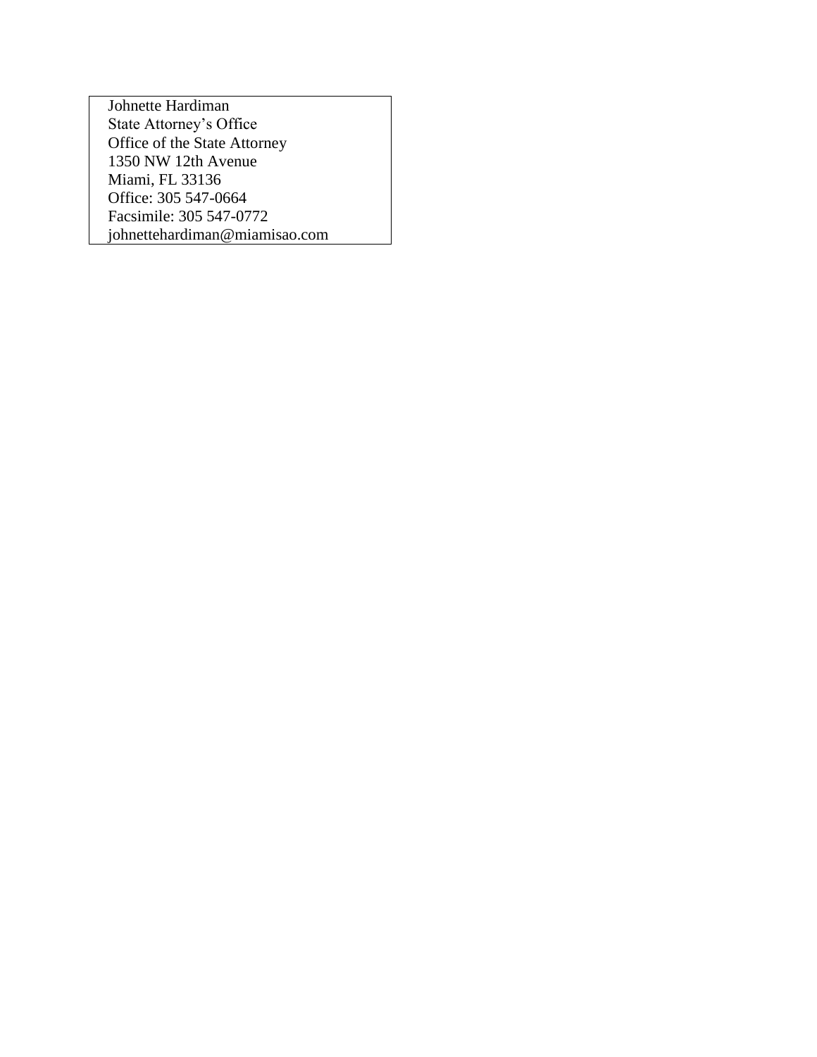Johnette Hardiman
State Attorney's Office
Office of the State Attorney
1350 NW 12th Avenue
Miami, FL 33136
Office: 305 547-0664
Facsimile: 305 547-0772
johnettehardiman@miamisao.com